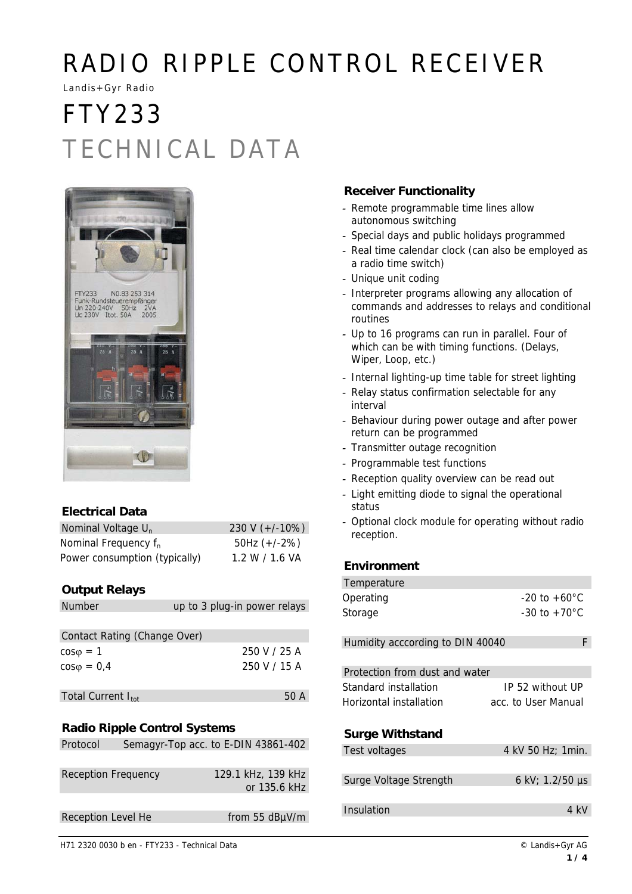# RADIO RIPPLE CONTROL RECEIVER

Landis+Gyr Radio

# FTY233

# TECHNICAL DATA

### Electrical Data

| | |
|---|---|
| Nominal Voltage $U_n$ | 230 V (+/-10%) |
| Nominal Frequency $f_n$ | 50Hz (+/-2%) |
| Power consumption (typically) | 1.2 W / 1.6 VA |

### Output Relays

| | |
|---|---|
| Number | up to 3 plug-in power relays |

| Contact Rating (Change Over) | |
|---|---|
| $\cos\varphi = 1$ | 250 V / 25 A |
| $\cos\varphi = 0,4$ | 250 V / 15 A |

| | |
|---|---|
| Total Current $I_{tot}$ | 50 A |

### Radio Ripple Control Systems

| | |
|---|---|
| Protocol | Semagyr-Top acc. to E-DIN 43861-402 |
| Reception Frequency | 129.1 kHz, 139 kHz or 135.6 kHz |
| Reception Level He | from 55 dBµV/m |

### Receiver Functionality

- Remote programmable time lines allow autonomous switching
- Special days and public holidays programmed
- Real time calendar clock (can also be employed as a radio time switch)
- Unique unit coding
- Interpreter programs allowing any allocation of commands and addresses to relays and conditional routines
- Up to 16 programs can run in parallel. Four of which can be with timing functions. (Delays, Wiper, Loop, etc.)
- Internal lighting-up time table for street lighting
- Relay status confirmation selectable for any interval
- Behaviour during power outage and after power return can be programmed
- Transmitter outage recognition
- Programmable test functions
- Reception quality overview can be read out
- Light emitting diode to signal the operational status
- Optional clock module for operating without radio reception.

### Environment

| Temperature | |
|---|---|
| Operating | -20 to +60°C |
| Storage | -30 to +70°C |

| | |
|---|---|
| Humidity acccording to DIN 40040 | F |

| Protection from dust and water | |
|---|---|
| Standard installation | IP 52 without UP |
| Horizontal installation | acc. to User Manual |

### Surge Withstand

| | |
|---|---|
| Test voltages | 4 kV 50 Hz; 1min. |
| Surge Voltage Strength | 6 kV; 1.2/50 µs |
| Insulation | 4 kV |

H71 2320 0030 b en - FTY233 - Technical Data

© Landis+Gyr AG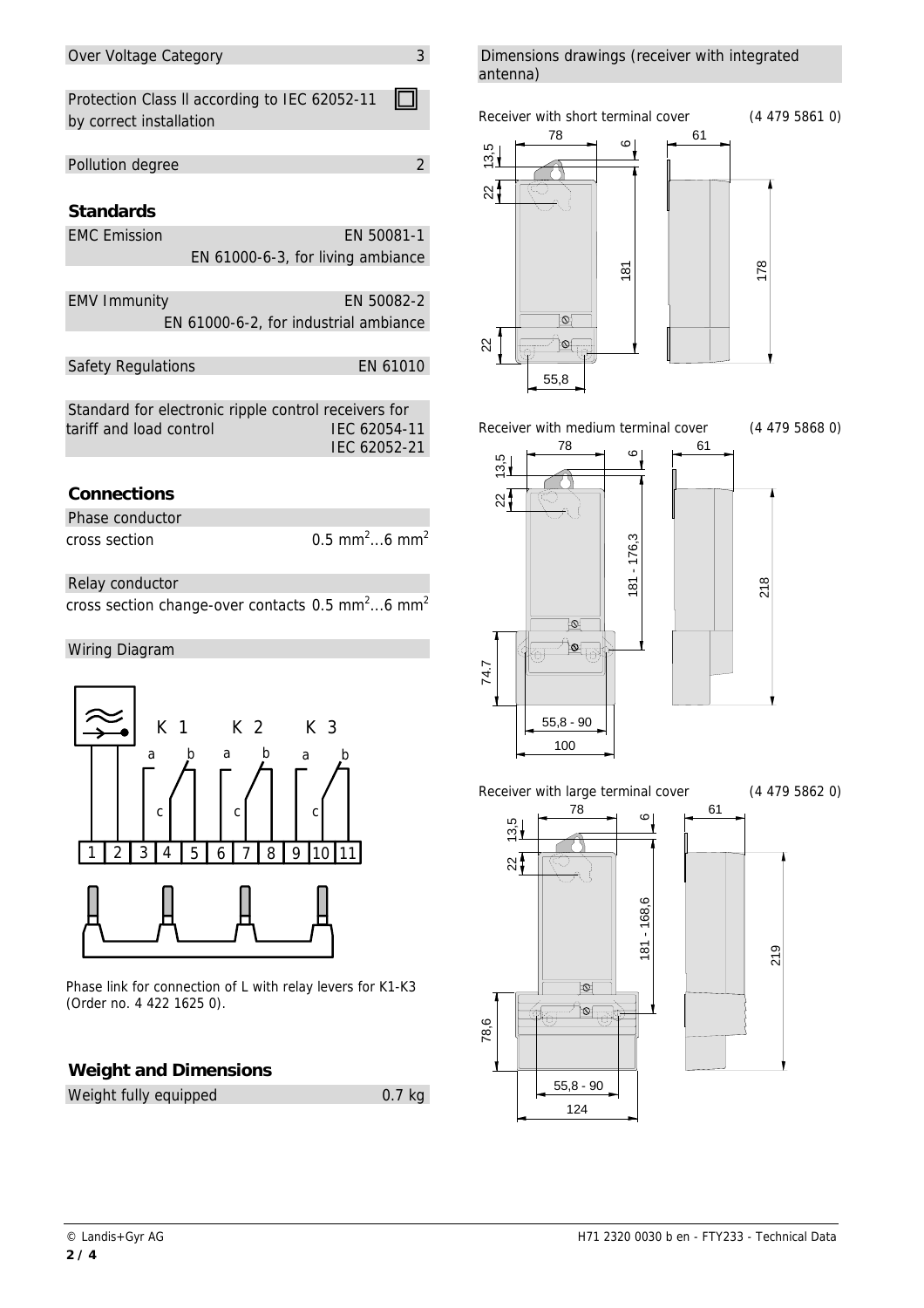| | |
|---|---|
| Over Voltage Category | 3 |

| | |
|---|---|
| Protection Class II according to IEC 62052-11 by correct installation | ☐ |

| | |
|---|---|
| Pollution degree | 2 |

## Standards

| | |
|---|---|
| EMC Emission | EN 50081-1 |
| | EN 61000-6-3, for living ambiance |

| | |
|---|---|
| EMV Immunity | EN 50082-2 |
| | EN 61000-6-2, for industrial ambiance |

| | |
|---|---|
| Safety Regulations | EN 61010 |

| | |
|---|---|
| Standard for electronic ripple control receivers for tariff and load control | IEC 62054-11 |
| | IEC 62052-21 |

## Connections

| | |
|---|---|
| Phase conductor | |
| cross section | 0.5 mm²…6 mm² |

| | |
|---|---|
| Relay conductor | |
| cross section change-over contacts | 0.5 mm²…6 mm² |

Wiring Diagram

K 1 K 2 K 3

a b a b a b

c c c

1 2 3 4 5 6 7 8 9 10 11

Phase link for connection of L with relay levers for K1-K3 (Order no. 4 422 1625 0).

## Weight and Dimensions

| | |
|---|---|
| Weight fully equipped | 0.7 kg |

Dimensions drawings (receiver with integrated antenna)

Receiver with short terminal cover (4 479 5861 0)

78, 6, 61, 13,5, 22, 181, 178, 22, 55,8

Receiver with medium terminal cover (4 479 5868 0)

78, 6, 61, 13,5, 22, 181 - 176,3, 218, 74,7, 55,8 - 90, 100

Receiver with large terminal cover (4 479 5862 0)

78, 6, 61, 13,5, 22, 181 - 168,6, 219, 78,6, 55,8 - 90, 124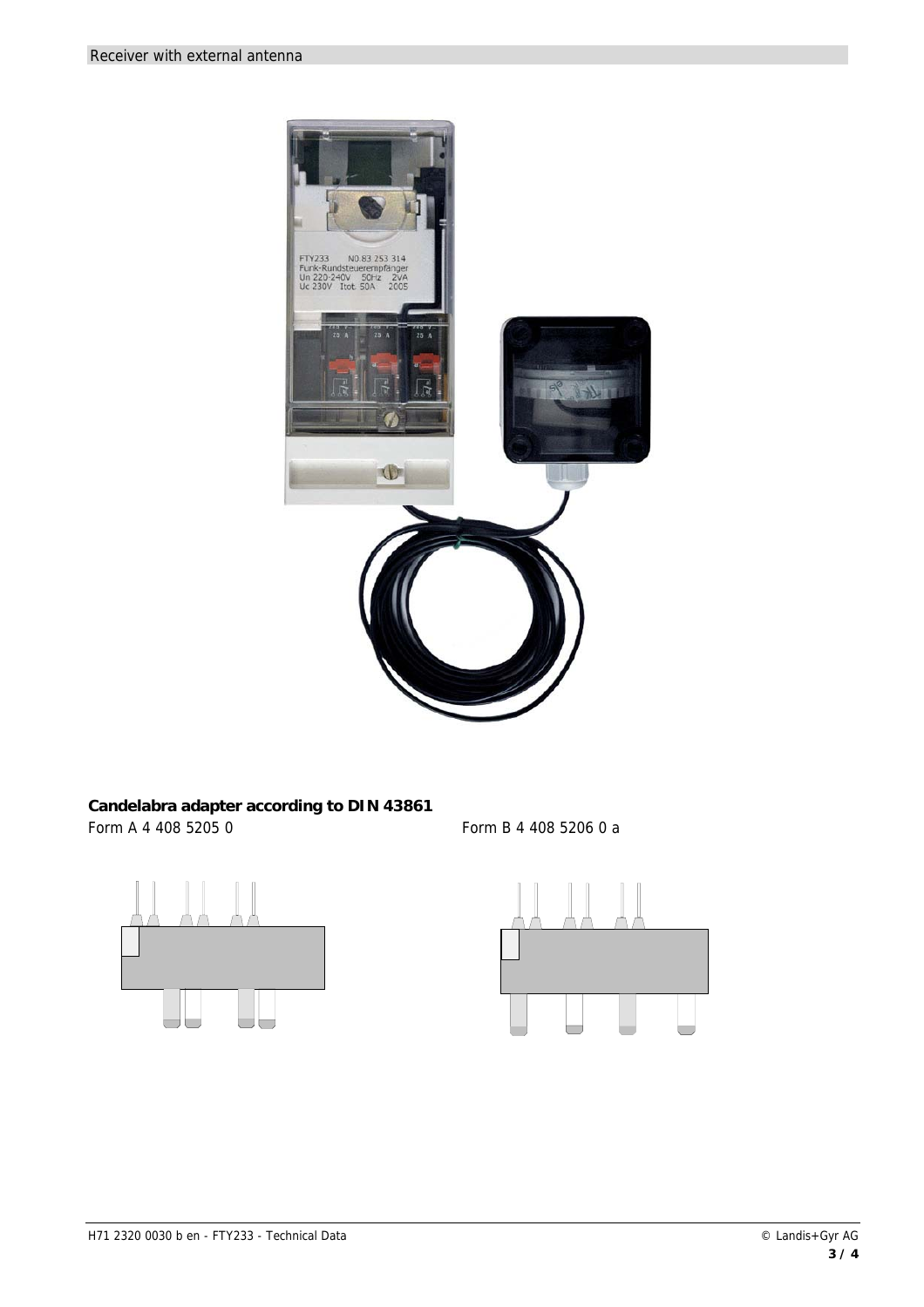Receiver with external antenna

**Candelabra adapter according to DIN 43861**

Form A 4 408 5205 0

Form B 4 408 5206 0 a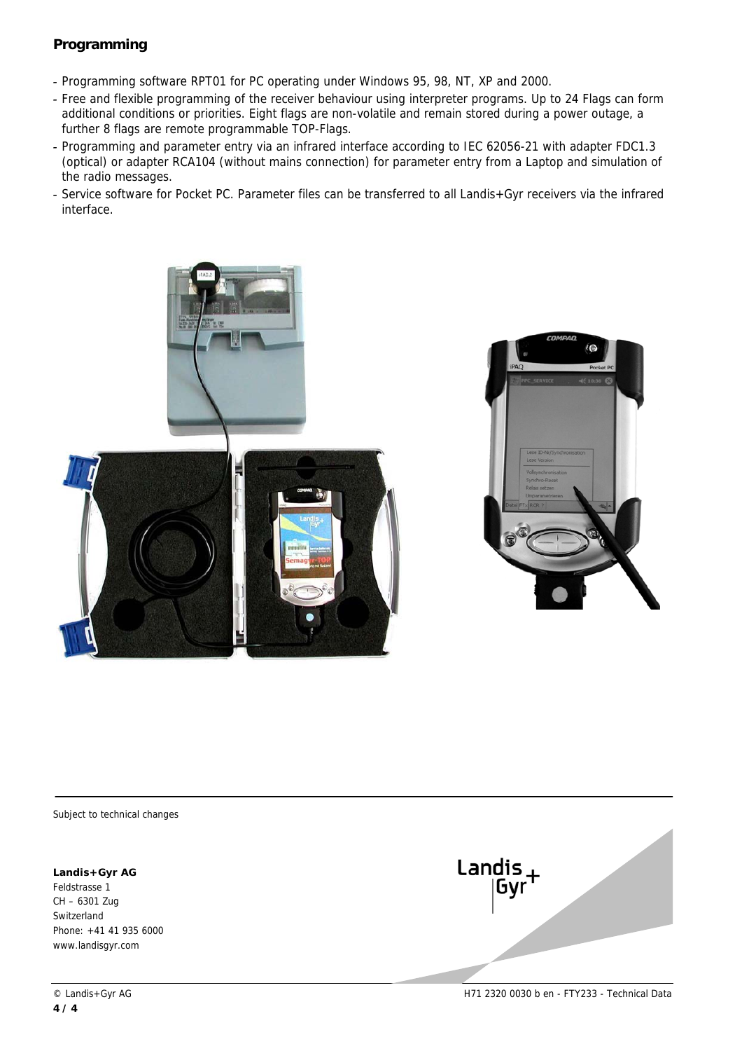## Programming

- Programming software RPT01 for PC operating under Windows 95, 98, NT, XP and 2000.
- Free and flexible programming of the receiver behaviour using interpreter programs. Up to 24 Flags can form additional conditions or priorities. Eight flags are non-volatile and remain stored during a power outage, a further 8 flags are remote programmable TOP-Flags.
- Programming and parameter entry via an infrared interface according to IEC 62056-21 with adapter FDC1.3 (optical) or adapter RCA104 (without mains connection) for parameter entry from a Laptop and simulation of the radio messages.
- Service software for Pocket PC. Parameter files can be transferred to all Landis+Gyr receivers via the infrared interface.

Subject to technical changes

**Landis+Gyr AG**
Feldstrasse 1
CH – 6301 Zug
Switzerland
Phone: +41 41 935 6000
www.landisgyr.com

© Landis+Gyr AG

H71 2320 0030 b en - FTY233 - Technical Data